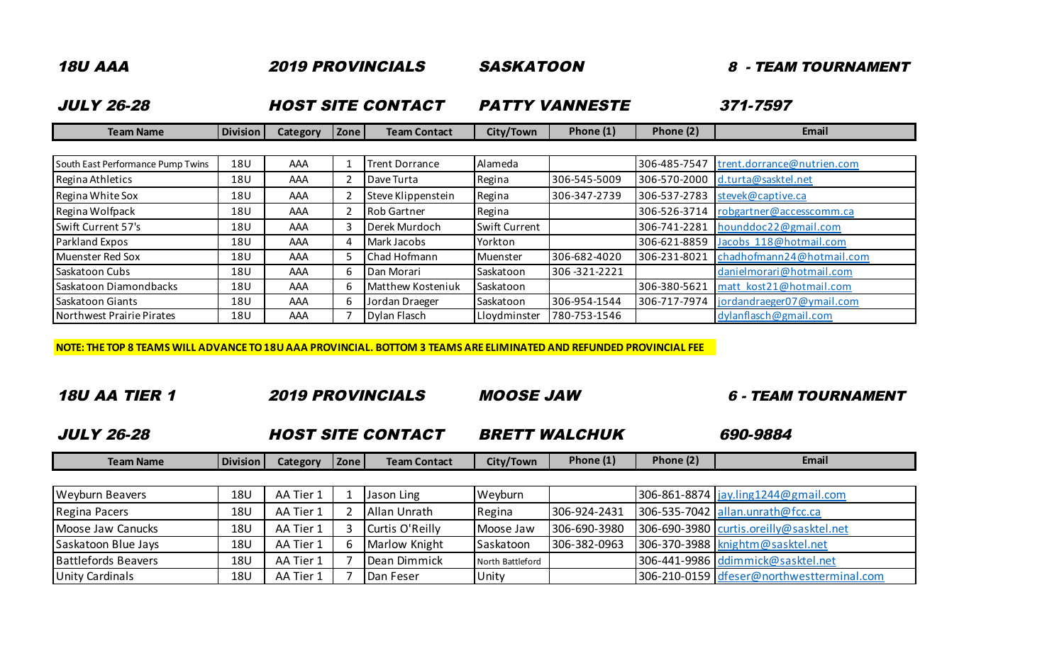**18U AAA** | **2019 PROVINCIALS** | **SASKATOON** | **8 - TEAM TOURNAMENT**

**JULY 26-28** | **HOST SITE CONTACT** | **PATTY VANNESTE** | **371-7597**

| Team Name | Division | Category | Zone | Team Contact | City/Town | Phone (1) | Phone (2) | Email |
|---|---|---|---|---|---|---|---|---|
| South East Performance Pump Twins | 18U | AAA | 1 | Trent Dorrance | Alameda | | 306-485-7547 | trent.dorrance@nutrien.com |
| Regina Athletics | 18U | AAA | 2 | Dave Turta | Regina | 306-545-5009 | 306-570-2000 | d.turta@sasktel.net |
| Regina White Sox | 18U | AAA | 2 | Steve Klippenstein | Regina | 306-347-2739 | 306-537-2783 | stevek@captive.ca |
| Regina Wolfpack | 18U | AAA | 2 | Rob Gartner | Regina | | 306-526-3714 | robgartner@accesscomm.ca |
| Swift Current 57's | 18U | AAA | 3 | Derek Murdoch | Swift Current | | 306-741-2281 | hounddoc22@gmail.com |
| Parkland Expos | 18U | AAA | 4 | Mark Jacobs | Yorkton | | 306-621-8859 | Jacobs_118@hotmail.com |
| Muenster Red Sox | 18U | AAA | 5 | Chad Hofmann | Muenster | 306-682-4020 | 306-231-8021 | chadhofmann24@hotmail.com |
| Saskatoon Cubs | 18U | AAA | 6 | Dan Morari | Saskatoon | 306 -321-2221 | | danielmorari@hotmail.com |
| Saskatoon Diamondbacks | 18U | AAA | 6 | Matthew Kosteniuk | Saskatoon | | 306-380-5621 | matt_kost21@hotmail.com |
| Saskatoon Giants | 18U | AAA | 6 | Jordan Draeger | Saskatoon | 306-954-1544 | 306-717-7974 | jordandraeger07@ymail.com |
| Northwest Prairie Pirates | 18U | AAA | 7 | Dylan Flasch | Lloydminster | 780-753-1546 | | dylanflasch@gmail.com |

**NOTE: THE TOP 8 TEAMS WILL ADVANCE TO 18U AAA PROVINCIAL. BOTTOM 3 TEAMS ARE ELIMINATED AND REFUNDED PROVINCIAL FEE**

**18U AA TIER 1** | **2019 PROVINCIALS** | **MOOSE JAW** | **6 - TEAM TOURNAMENT**

**JULY 26-28** | **HOST SITE CONTACT** | **BRETT WALCHUK** | **690-9884**

| Team Name | Division | Category | Zone | Team Contact | City/Town | Phone (1) | Phone (2) | Email |
|---|---|---|---|---|---|---|---|---|
| Weyburn Beavers | 18U | AA Tier 1 | 1 | Jason Ling | Weyburn | | 306-861-8874 | jay.ling1244@gmail.com |
| Regina Pacers | 18U | AA Tier 1 | 2 | Allan Unrath | Regina | 306-924-2431 | 306-535-7042 | allan.unrath@fcc.ca |
| Moose Jaw Canucks | 18U | AA Tier 1 | 3 | Curtis O'Reilly | Moose Jaw | 306-690-3980 | 306-690-3980 | curtis.oreilly@sasktel.net |
| Saskatoon Blue Jays | 18U | AA Tier 1 | 6 | Marlow Knight | Saskatoon | 306-382-0963 | 306-370-3988 | knightm@sasktel.net |
| Battlefords Beavers | 18U | AA Tier 1 | 7 | Dean Dimmick | North Battleford | | 306-441-9986 | ddimmick@sasktel.net |
| Unity Cardinals | 18U | AA Tier 1 | 7 | Dan Feser | Unity | | 306-210-0159 | dfeser@northwestterminal.com |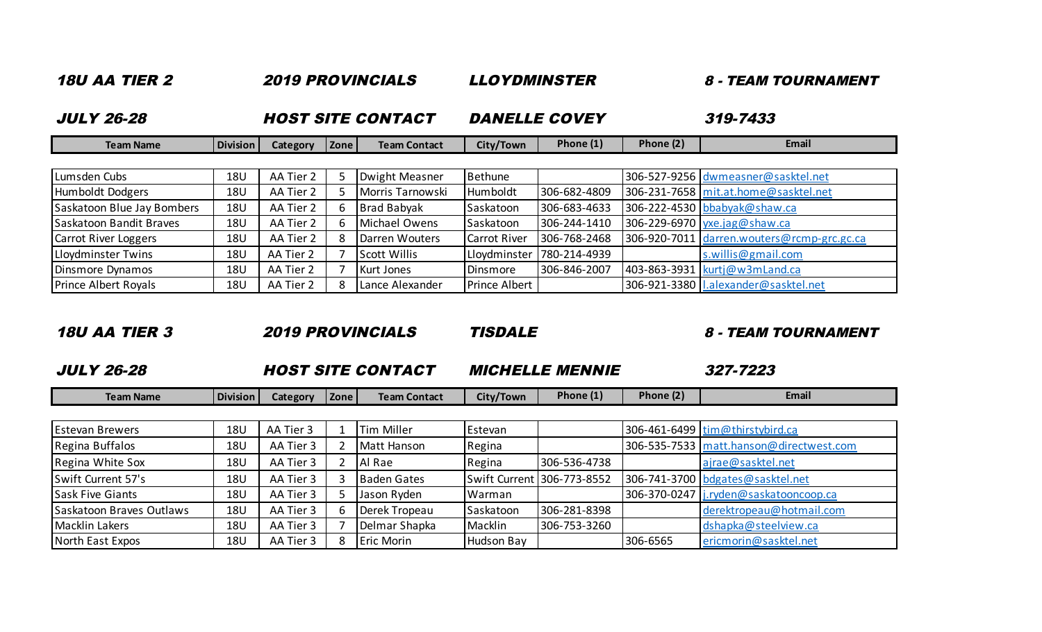***18U AA TIER 2*** ***2019 PROVINCIALS*** ***LLOYDMINSTER*** ***8 - TEAM TOURNAMENT***

***JULY 26-28*** ***HOST SITE CONTACT*** ***DANELLE COVEY*** ***319-7433***

| Team Name | Division | Category | Zone | Team Contact | City/Town | Phone (1) | Phone (2) | Email |
|---|---|---|---|---|---|---|---|---|
| Lumsden Cubs | 18U | AA Tier 2 | 5 | Dwight Measner | Bethune | | 306-527-9256 | dwmeasner@sasktel.net |
| Humboldt Dodgers | 18U | AA Tier 2 | 5 | Morris Tarnowski | Humboldt | 306-682-4809 | 306-231-7658 | mit.at.home@sasktel.net |
| Saskatoon Blue Jay Bombers | 18U | AA Tier 2 | 6 | Brad Babyak | Saskatoon | 306-683-4633 | 306-222-4530 | bbabyak@shaw.ca |
| Saskatoon Bandit Braves | 18U | AA Tier 2 | 6 | Michael Owens | Saskatoon | 306-244-1410 | 306-229-6970 | yxe.jag@shaw.ca |
| Carrot River Loggers | 18U | AA Tier 2 | 8 | Darren Wouters | Carrot River | 306-768-2468 | 306-920-7011 | darren.wouters@rcmp-grc.gc.ca |
| Lloydminster Twins | 18U | AA Tier 2 | 7 | Scott Willis | Lloydminster | 780-214-4939 | | s.willis@gmail.com |
| Dinsmore Dynamos | 18U | AA Tier 2 | 7 | Kurt Jones | Dinsmore | 306-846-2007 | 403-863-3931 | kurtj@w3mLand.ca |
| Prince Albert Royals | 18U | AA Tier 2 | 8 | Lance Alexander | Prince Albert | | 306-921-3380 | l.alexander@sasktel.net |

***18U AA TIER 3*** ***2019 PROVINCIALS*** ***TISDALE*** ***8 - TEAM TOURNAMENT***

***JULY 26-28*** ***HOST SITE CONTACT*** ***MICHELLE MENNIE*** ***327-7223***

| Team Name | Division | Category | Zone | Team Contact | City/Town | Phone (1) | Phone (2) | Email |
|---|---|---|---|---|---|---|---|---|
| Estevan Brewers | 18U | AA Tier 3 | 1 | Tim Miller | Estevan | | 306-461-6499 | tim@thirstybird.ca |
| Regina Buffalos | 18U | AA Tier 3 | 2 | Matt Hanson | Regina | | 306-535-7533 | matt.hanson@directwest.com |
| Regina White Sox | 18U | AA Tier 3 | 2 | Al Rae | Regina | 306-536-4738 | | ajrae@sasktel.net |
| Swift Current 57's | 18U | AA Tier 3 | 3 | Baden Gates | Swift Current | 306-773-8552 | 306-741-3700 | bdgates@sasktel.net |
| Sask Five Giants | 18U | AA Tier 3 | 5 | Jason Ryden | Warman | | 306-370-0247 | j.ryden@saskatooncoop.ca |
| Saskatoon Braves Outlaws | 18U | AA Tier 3 | 6 | Derek Tropeau | Saskatoon | 306-281-8398 | | derektropeau@hotmail.com |
| Macklin Lakers | 18U | AA Tier 3 | 7 | Delmar Shapka | Macklin | 306-753-3260 | | dshapka@steelview.ca |
| North East Expos | 18U | AA Tier 3 | 8 | Eric Morin | Hudson Bay | | 306-6565 | ericmorin@sasktel.net |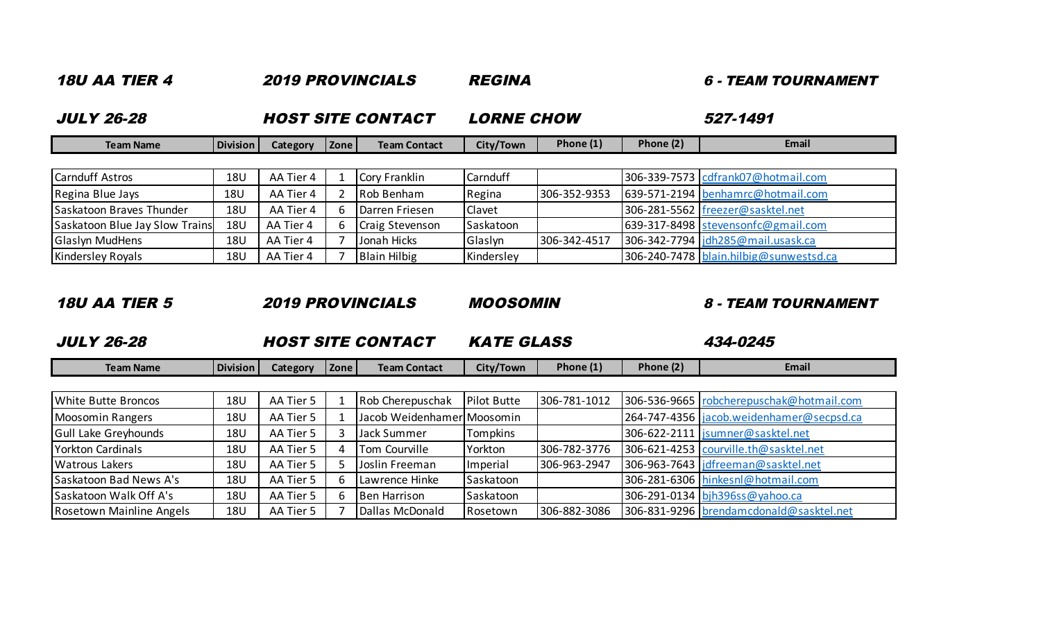***18U AA TIER 4*** ***2019 PROVINCIALS*** ***REGINA*** ***6 - TEAM TOURNAMENT***

***JULY 26-28*** ***HOST SITE CONTACT*** ***LORNE CHOW*** ***527-1491***

| Team Name | Division | Category | Zone | Team Contact | City/Town | Phone (1) | Phone (2) | Email |
|---|---|---|---|---|---|---|---|---|
| Carnduff Astros | 18U | AA Tier 4 | 1 | Cory Franklin | Carnduff | | 306-339-7573 | cdfrank07@hotmail.com |
| Regina Blue Jays | 18U | AA Tier 4 | 2 | Rob Benham | Regina | 306-352-9353 | 639-571-2194 | benhamrc@hotmail.com |
| Saskatoon Braves Thunder | 18U | AA Tier 4 | 6 | Darren Friesen | Clavet | | 306-281-5562 | freezer@sasktel.net |
| Saskatoon Blue Jay Slow Trains | 18U | AA Tier 4 | 6 | Craig Stevenson | Saskatoon | | 639-317-8498 | stevensonfc@gmail.com |
| Glaslyn MudHens | 18U | AA Tier 4 | 7 | Jonah Hicks | Glaslyn | 306-342-4517 | 306-342-7794 | jdh285@mail.usask.ca |
| Kindersley Royals | 18U | AA Tier 4 | 7 | Blain Hilbig | Kindersley | | 306-240-7478 | blain.hilbig@sunwestsd.ca |

***18U AA TIER 5*** ***2019 PROVINCIALS*** ***MOOSOMIN*** ***8 - TEAM TOURNAMENT***

***JULY 26-28*** ***HOST SITE CONTACT*** ***KATE GLASS*** ***434-0245***

| Team Name | Division | Category | Zone | Team Contact | City/Town | Phone (1) | Phone (2) | Email |
|---|---|---|---|---|---|---|---|---|
| White Butte Broncos | 18U | AA Tier 5 | 1 | Rob Cherepuschak | Pilot Butte | 306-781-1012 | 306-536-9665 | robcherepuschak@hotmail.com |
| Moosomin Rangers | 18U | AA Tier 5 | 1 | Jacob Weidenhamer | Moosomin | | 264-747-4356 | jacob.weidenhamer@secpsd.ca |
| Gull Lake Greyhounds | 18U | AA Tier 5 | 3 | Jack Summer | Tompkins | | 306-622-2111 | jsumner@sasktel.net |
| Yorkton Cardinals | 18U | AA Tier 5 | 4 | Tom Courville | Yorkton | 306-782-3776 | 306-621-4253 | courville.th@sasktel.net |
| Watrous Lakers | 18U | AA Tier 5 | 5 | Joslin Freeman | Imperial | 306-963-2947 | 306-963-7643 | jdfreeman@sasktel.net |
| Saskatoon Bad News A's | 18U | AA Tier 5 | 6 | Lawrence Hinke | Saskatoon | | 306-281-6306 | hinkesnl@hotmail.com |
| Saskatoon Walk Off A's | 18U | AA Tier 5 | 6 | Ben Harrison | Saskatoon | | 306-291-0134 | bjh396ss@yahoo.ca |
| Rosetown Mainline Angels | 18U | AA Tier 5 | 7 | Dallas McDonald | Rosetown | 306-882-3086 | 306-831-9296 | brendamcdonald@sasktel.net |